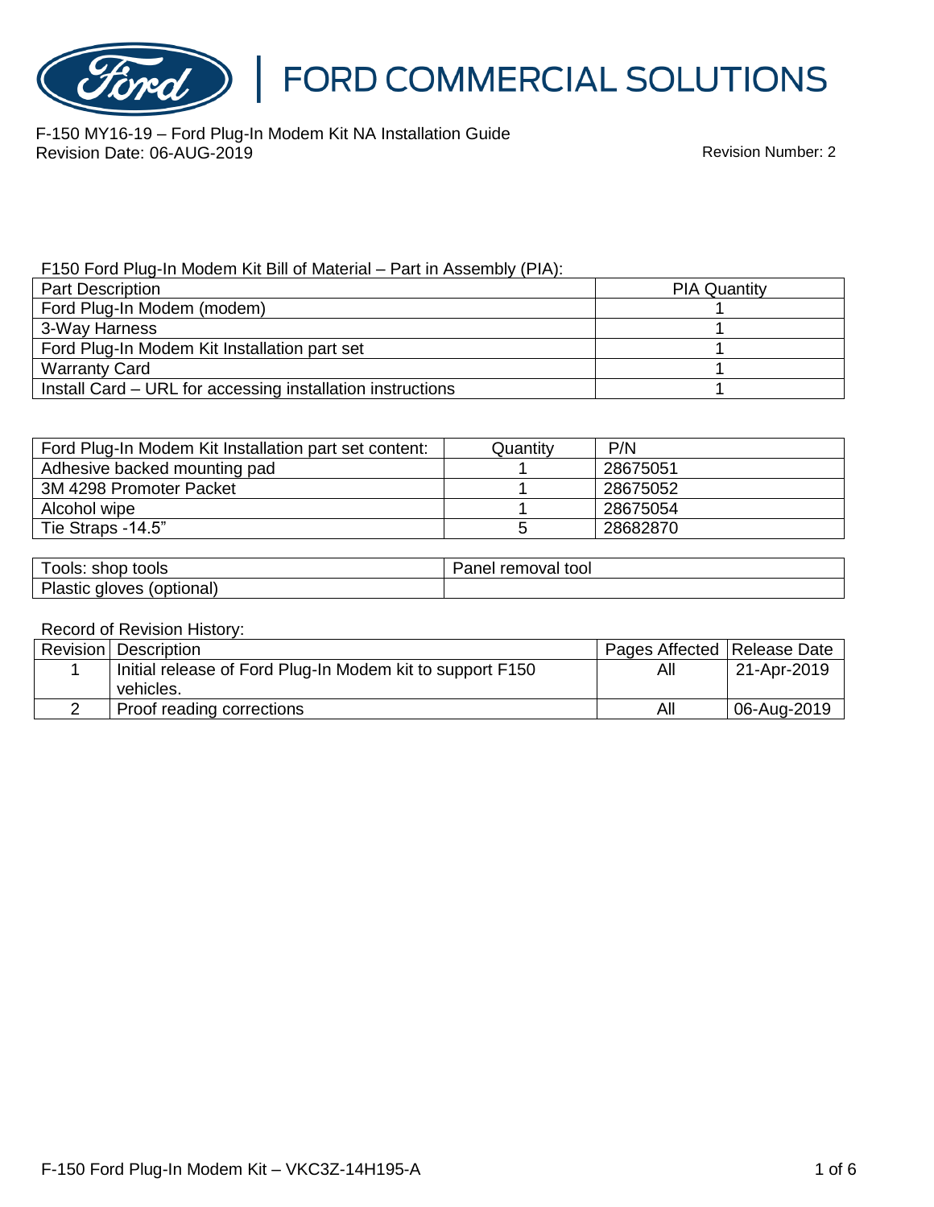# FORD COMMERCIAL SOLUTIONS

F-150 MY16-19 – Ford Plug-In Modem Kit NA Installation Guide
Revision Date: 06-AUG-2019

Revision Number: 2

F150 Ford Plug-In Modem Kit Bill of Material – Part in Assembly (PIA):

| Part Description | PIA Quantity |
|---|---|
| Ford Plug-In Modem (modem) | 1 |
| 3-Way Harness | 1 |
| Ford Plug-In Modem Kit Installation part set | 1 |
| Warranty Card | 1 |
| Install Card – URL for accessing installation instructions | 1 |

| Ford Plug-In Modem Kit Installation part set content: | Quantity | P/N |
|---|---|---|
| Adhesive backed mounting pad | 1 | 28675051 |
| 3M 4298 Promoter Packet | 1 | 28675052 |
| Alcohol wipe | 1 | 28675054 |
| Tie Straps -14.5" | 5 | 28682870 |

| Tools: shop tools | Panel removal tool |
|---|---|
| Plastic gloves (optional) | |

Record of Revision History:

| Revision | Description | Pages Affected | Release Date |
|---|---|---|---|
| 1 | Initial release of Ford Plug-In Modem kit to support F150 vehicles. | All | 21-Apr-2019 |
| 2 | Proof reading corrections | All | 06-Aug-2019 |

F-150 Ford Plug-In Modem Kit – VKC3Z-14H195-A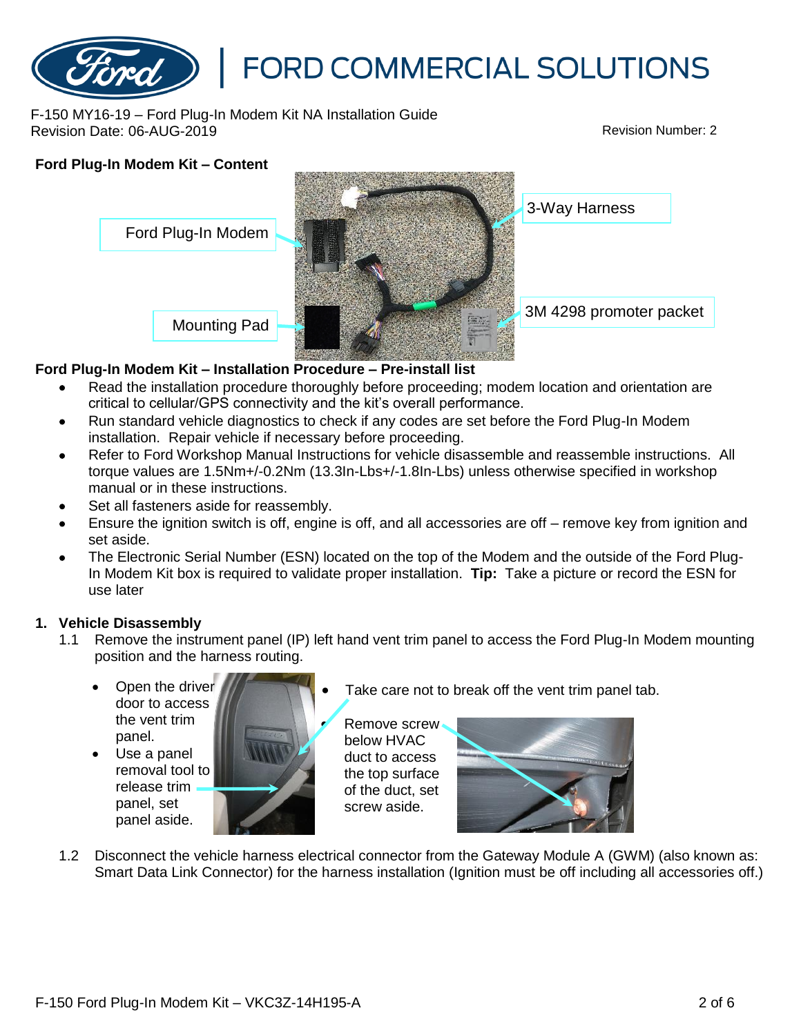F-150 MY16-19 – Ford Plug-In Modem Kit NA Installation Guide
Revision Date: 06-AUG-2019

Revision Number: 2

**Ford Plug-In Modem Kit – Content**

Ford Plug-In Modem

3-Way Harness

Mounting Pad

3M 4298 promoter packet

**Ford Plug-In Modem Kit – Installation Procedure – Pre-install list**

- Read the installation procedure thoroughly before proceeding; modem location and orientation are critical to cellular/GPS connectivity and the kit's overall performance.
- Run standard vehicle diagnostics to check if any codes are set before the Ford Plug-In Modem installation. Repair vehicle if necessary before proceeding.
- Refer to Ford Workshop Manual Instructions for vehicle disassemble and reassemble instructions. All torque values are 1.5Nm+/-0.2Nm (13.3In-Lbs+/-1.8In-Lbs) unless otherwise specified in workshop manual or in these instructions.
- Set all fasteners aside for reassembly.
- Ensure the ignition switch is off, engine is off, and all accessories are off – remove key from ignition and set aside.
- The Electronic Serial Number (ESN) located on the top of the Modem and the outside of the Ford Plug-In Modem Kit box is required to validate proper installation. **Tip:** Take a picture or record the ESN for use later

**1. Vehicle Disassembly**

1.1 Remove the instrument panel (IP) left hand vent trim panel to access the Ford Plug-In Modem mounting position and the harness routing.

- Open the driver door to access the vent trim panel.
- Use a panel removal tool to release trim panel, set panel aside.

- Take care not to break off the vent trim panel tab.
- Remove screw below HVAC duct to access the top surface of the duct, set screw aside.

1.2 Disconnect the vehicle harness electrical connector from the Gateway Module A (GWM) (also known as: Smart Data Link Connector) for the harness installation (Ignition must be off including all accessories off.)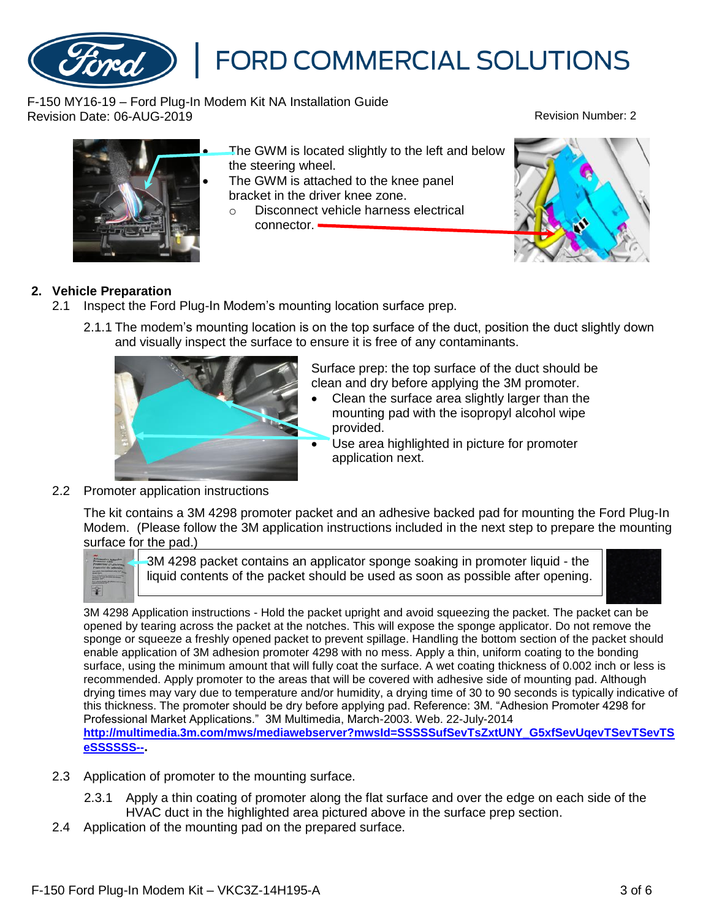- The GWM is located slightly to the left and below the steering wheel.
- The GWM is attached to the knee panel bracket in the driver knee zone.
  - Disconnect vehicle harness electrical connector.

## 2. Vehicle Preparation

2.1 Inspect the Ford Plug-In Modem's mounting location surface prep.

2.1.1 The modem's mounting location is on the top surface of the duct, position the duct slightly down and visually inspect the surface to ensure it is free of any contaminants.

Surface prep: the top surface of the duct should be clean and dry before applying the 3M promoter.

- Clean the surface area slightly larger than the mounting pad with the isopropyl alcohol wipe provided.
- Use area highlighted in picture for promoter application next.

2.2 Promoter application instructions

The kit contains a 3M 4298 promoter packet and an adhesive backed pad for mounting the Ford Plug-In Modem. (Please follow the 3M application instructions included in the next step to prepare the mounting surface for the pad.)

3M 4298 packet contains an applicator sponge soaking in promoter liquid - the liquid contents of the packet should be used as soon as possible after opening.

3M 4298 Application instructions - Hold the packet upright and avoid squeezing the packet. The packet can be opened by tearing across the packet at the notches. This will expose the sponge applicator. Do not remove the sponge or squeeze a freshly opened packet to prevent spillage. Handling the bottom section of the packet should enable application of 3M adhesion promoter 4298 with no mess. Apply a thin, uniform coating to the bonding surface, using the minimum amount that will fully coat the surface. A wet coating thickness of 0.002 inch or less is recommended. Apply promoter to the areas that will be covered with adhesive side of mounting pad. Although drying times may vary due to temperature and/or humidity, a drying time of 30 to 90 seconds is typically indicative of this thickness. The promoter should be dry before applying pad. Reference: 3M. "Adhesion Promoter 4298 for Professional Market Applications." 3M Multimedia, March-2003. Web. 22-July-2014 **http://multimedia.3m.com/mws/mediawebserver?mwsId=SSSSSufSevTsZxtUNY_G5xfSevUqevTSevTSevTSeSSSSSS--**.

2.3 Application of promoter to the mounting surface.

2.3.1 Apply a thin coating of promoter along the flat surface and over the edge on each side of the HVAC duct in the highlighted area pictured above in the surface prep section.

2.4 Application of the mounting pad on the prepared surface.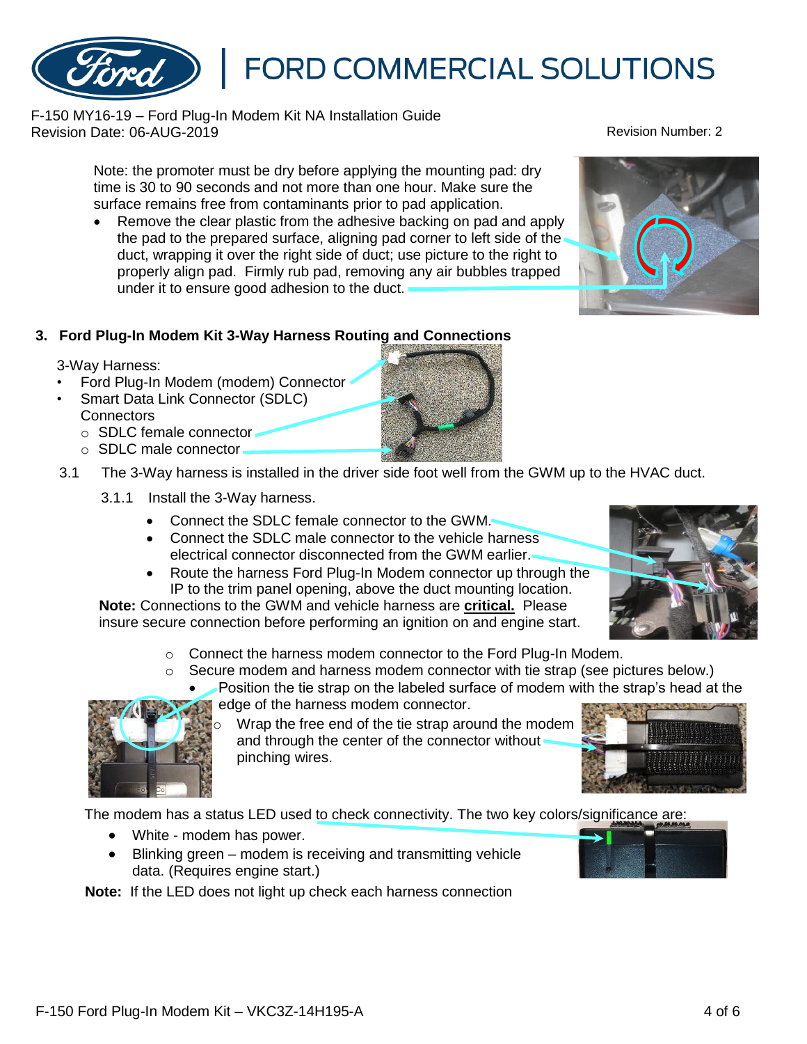Note: the promoter must be dry before applying the mounting pad: dry time is 30 to 90 seconds and not more than one hour. Make sure the surface remains free from contaminants prior to pad application.

- Remove the clear plastic from the adhesive backing on pad and apply the pad to the prepared surface, aligning pad corner to left side of the duct, wrapping it over the right side of duct; use picture to the right to properly align pad. Firmly rub pad, removing any air bubbles trapped under it to ensure good adhesion to the duct.

## 3. Ford Plug-In Modem Kit 3-Way Harness Routing and Connections

3-Way Harness:

- Ford Plug-In Modem (modem) Connector
- Smart Data Link Connector (SDLC) Connectors
  - SDLC female connector
  - SDLC male connector

3.1 The 3-Way harness is installed in the driver side foot well from the GWM up to the HVAC duct.

3.1.1 Install the 3-Way harness.

- Connect the SDLC female connector to the GWM.
- Connect the SDLC male connector to the vehicle harness electrical connector disconnected from the GWM earlier.
- Route the harness Ford Plug-In Modem connector up through the IP to the trim panel opening, above the duct mounting location.

**Note:** Connections to the GWM and vehicle harness are **critical.** Please insure secure connection before performing an ignition on and engine start.

- Connect the harness modem connector to the Ford Plug-In Modem.
- Secure modem and harness modem connector with tie strap (see pictures below.)
  - Position the tie strap on the labeled surface of modem with the strap's head at the edge of the harness modem connector.
    - Wrap the free end of the tie strap around the modem and through the center of the connector without pinching wires.

The modem has a status LED used to check connectivity. The two key colors/significance are:

- White - modem has power.
- Blinking green – modem is receiving and transmitting vehicle data. (Requires engine start.)

**Note:** If the LED does not light up check each harness connection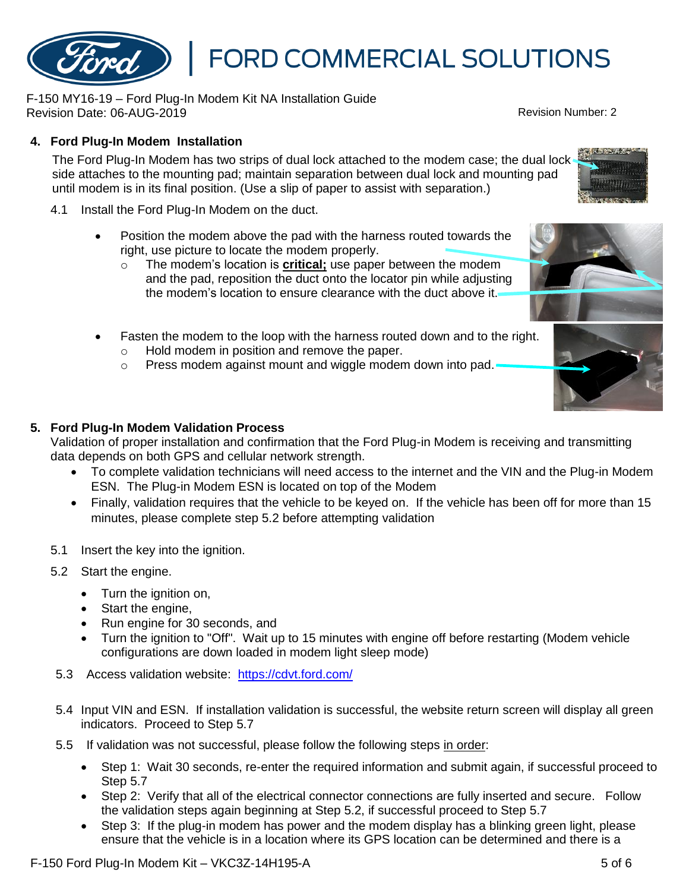## 4. Ford Plug-In Modem Installation

The Ford Plug-In Modem has two strips of dual lock attached to the modem case; the dual lock side attaches to the mounting pad; maintain separation between dual lock and mounting pad until modem is in its final position. (Use a slip of paper to assist with separation.)

4.1 Install the Ford Plug-In Modem on the duct.

- Position the modem above the pad with the harness routed towards the right, use picture to locate the modem properly.
  - The modem's location is **critical;** use paper between the modem and the pad, reposition the duct onto the locator pin while adjusting the modem's location to ensure clearance with the duct above it.
- Fasten the modem to the loop with the harness routed down and to the right.
  - Hold modem in position and remove the paper.
  - Press modem against mount and wiggle modem down into pad.

## 5. Ford Plug-In Modem Validation Process

Validation of proper installation and confirmation that the Ford Plug-in Modem is receiving and transmitting data depends on both GPS and cellular network strength.

- To complete validation technicians will need access to the internet and the VIN and the Plug-in Modem ESN. The Plug-in Modem ESN is located on top of the Modem
- Finally, validation requires that the vehicle to be keyed on. If the vehicle has been off for more than 15 minutes, please complete step 5.2 before attempting validation

5.1 Insert the key into the ignition.

5.2 Start the engine.

- Turn the ignition on,
- Start the engine,
- Run engine for 30 seconds, and
- Turn the ignition to "Off". Wait up to 15 minutes with engine off before restarting (Modem vehicle configurations are down loaded in modem light sleep mode)

5.3 Access validation website: https://cdvt.ford.com/

5.4 Input VIN and ESN. If installation validation is successful, the website return screen will display all green indicators. Proceed to Step 5.7

5.5 If validation was not successful, please follow the following steps in order:

- Step 1: Wait 30 seconds, re-enter the required information and submit again, if successful proceed to Step 5.7
- Step 2: Verify that all of the electrical connector connections are fully inserted and secure. Follow the validation steps again beginning at Step 5.2, if successful proceed to Step 5.7
- Step 3: If the plug-in modem has power and the modem display has a blinking green light, please ensure that the vehicle is in a location where its GPS location can be determined and there is a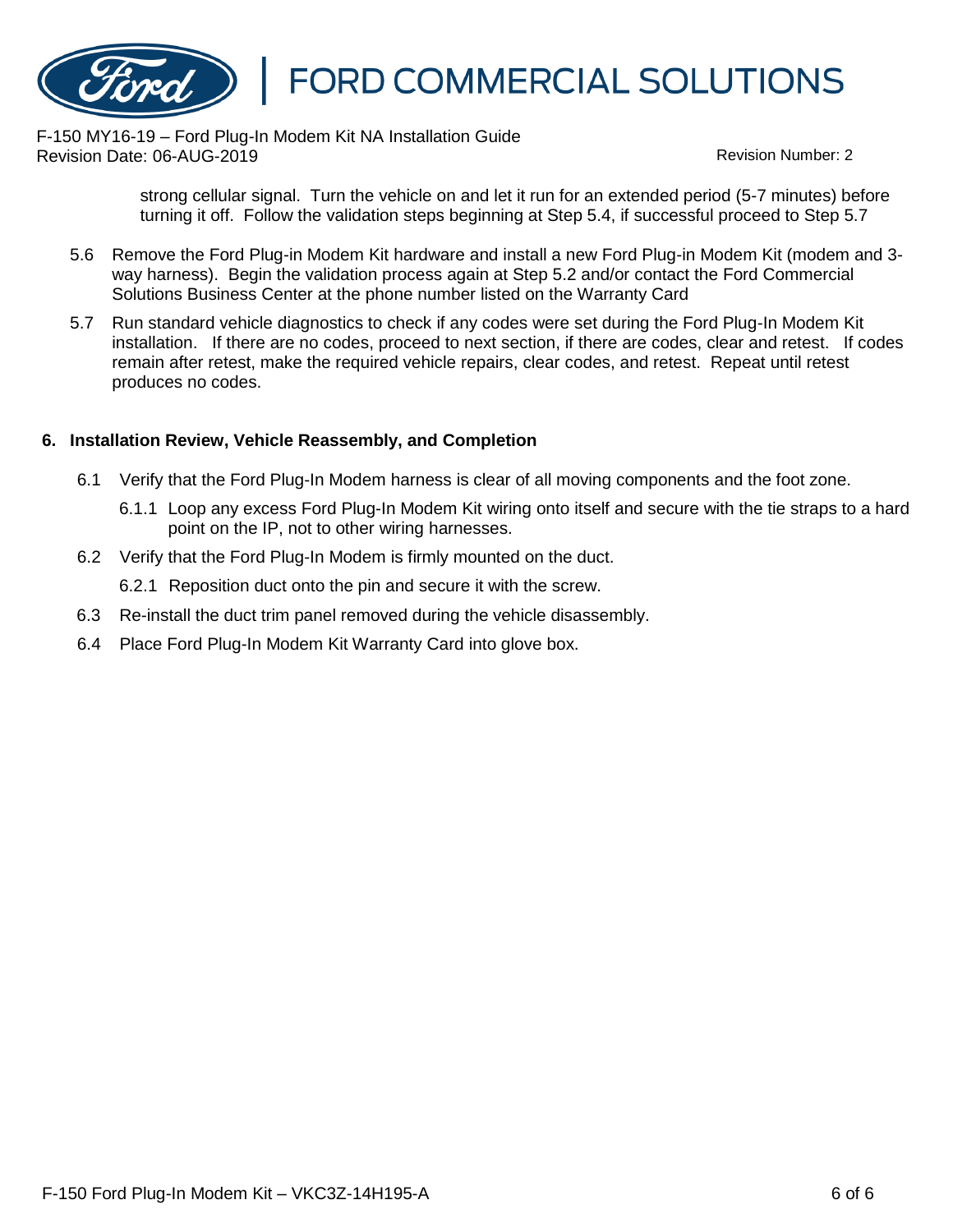strong cellular signal. Turn the vehicle on and let it run for an extended period (5-7 minutes) before turning it off. Follow the validation steps beginning at Step 5.4, if successful proceed to Step 5.7

5.6 Remove the Ford Plug-in Modem Kit hardware and install a new Ford Plug-in Modem Kit (modem and 3-way harness). Begin the validation process again at Step 5.2 and/or contact the Ford Commercial Solutions Business Center at the phone number listed on the Warranty Card

5.7 Run standard vehicle diagnostics to check if any codes were set during the Ford Plug-In Modem Kit installation. If there are no codes, proceed to next section, if there are codes, clear and retest. If codes remain after retest, make the required vehicle repairs, clear codes, and retest. Repeat until retest produces no codes.

## 6. Installation Review, Vehicle Reassembly, and Completion

6.1 Verify that the Ford Plug-In Modem harness is clear of all moving components and the foot zone.

6.1.1 Loop any excess Ford Plug-In Modem Kit wiring onto itself and secure with the tie straps to a hard point on the IP, not to other wiring harnesses.

6.2 Verify that the Ford Plug-In Modem is firmly mounted on the duct.

6.2.1 Reposition duct onto the pin and secure it with the screw.

6.3 Re-install the duct trim panel removed during the vehicle disassembly.

6.4 Place Ford Plug-In Modem Kit Warranty Card into glove box.